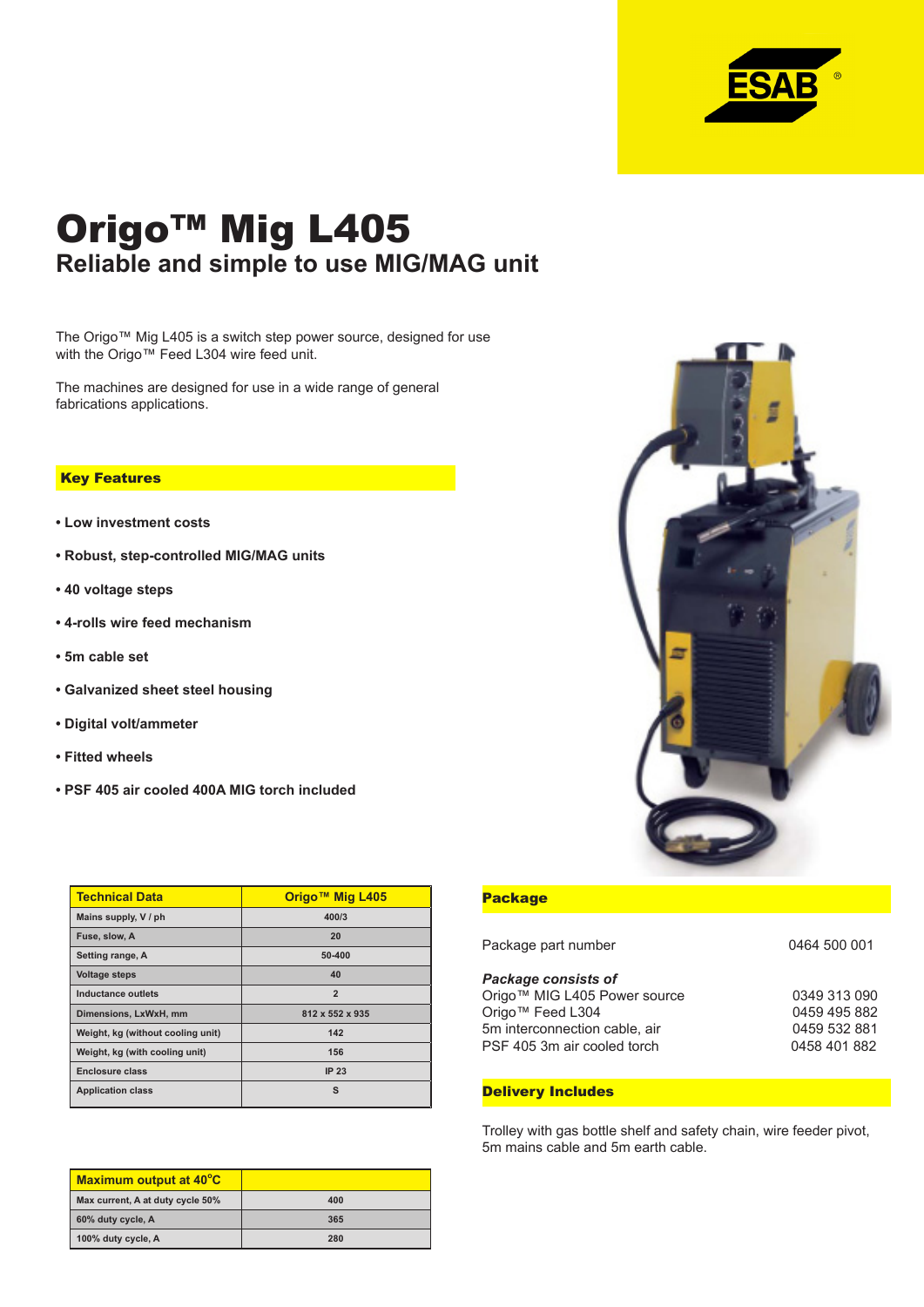# Origo™ Mig L405

## Reliable and simple to use MIG/MAG unit

The Origo™ Mig L405 is a switch step power source, designed for use with the Origo™ Feed L304 wire feed unit.

The machines are designed for use in a wide range of general fabrications applications.

### Key Features

- **Low investment costs**
- **Robust, step-controlled MIG/MAG units**
- **40 voltage steps**
- **4-rolls wire feed mechanism**
- **5m cable set**
- **Galvanized sheet steel housing**
- **Digital volt/ammeter**
- **Fitted wheels**
- **PSF 405 air cooled 400A MIG torch included**

| Technical Data | Origo™ Mig L405 |
|---|---|
| Mains supply, V / ph | 400/3 |
| Fuse, slow, A | 20 |
| Setting range, A | 50-400 |
| Voltage steps | 40 |
| Inductance outlets | 2 |
| Dimensions, LxWxH, mm | 812 x 552 x 935 |
| Weight, kg (without cooling unit) | 142 |
| Weight, kg (with cooling unit) | 156 |
| Enclosure class | IP 23 |
| Application class | S |

| Maximum output at 40°C | |
|---|---|
| Max current, A at duty cycle 50% | 400 |
| 60% duty cycle, A | 365 |
| 100% duty cycle, A | 280 |

### Package

Package part number 0464 500 001

*Package consists of*

| | |
|---|---|
| Origo™ MIG L405 Power source | 0349 313 090 |
| Origo™ Feed L304 | 0459 495 882 |
| 5m interconnection cable, air | 0459 532 881 |
| PSF 405 3m air cooled torch | 0458 401 882 |

### Delivery Includes

Trolley with gas bottle shelf and safety chain, wire feeder pivot, 5m mains cable and 5m earth cable.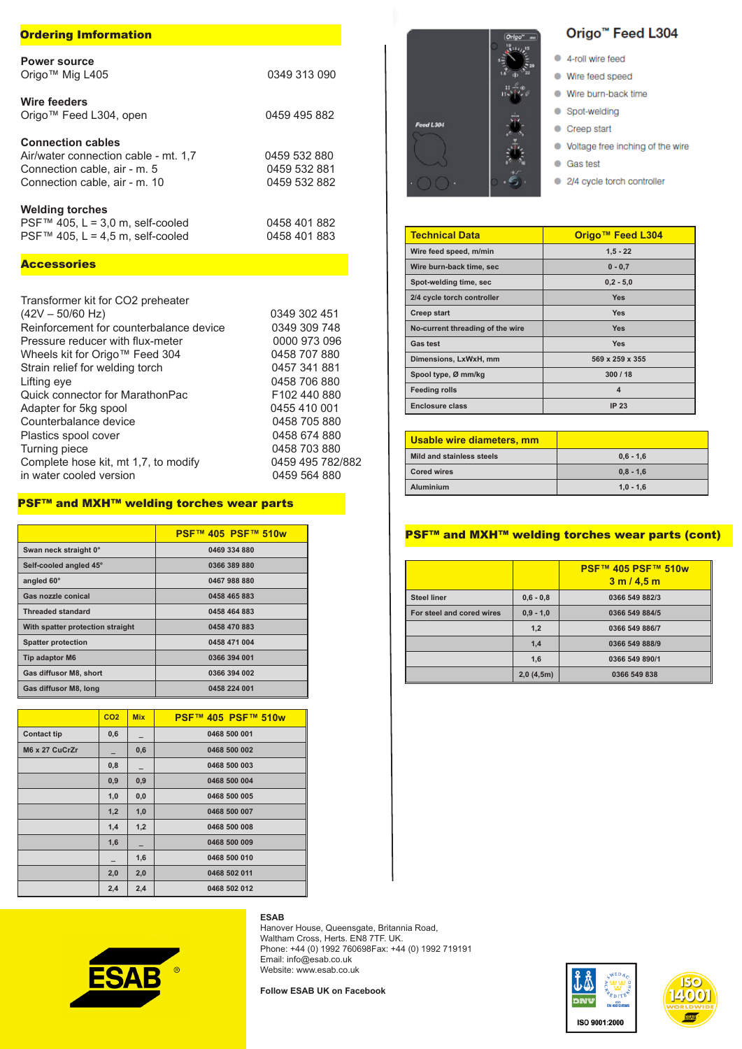## Ordering Information

**Power source**

| | |
|---|---|
| Origo™ Mig L405 | 0349 313 090 |

**Wire feeders**

| | |
|---|---|
| Origo™ Feed L304, open | 0459 495 882 |

**Connection cables**

| | |
|---|---|
| Air/water connection cable - mt. 1,7 | 0459 532 880 |
| Connection cable, air - m. 5 | 0459 532 881 |
| Connection cable, air - m. 10 | 0459 532 882 |

**Welding torches**

| | |
|---|---|
| PSF™ 405, L = 3,0 m, self-cooled | 0458 401 882 |
| PSF™ 405, L = 4,5 m, self-cooled | 0458 401 883 |

## Accessories

| | |
|---|---|
| Transformer kit for CO2 preheater (42V – 50/60 Hz) | 0349 302 451 |
| Reinforcement for counterbalance device | 0349 309 748 |
| Pressure reducer with flux-meter | 0000 973 096 |
| Wheels kit for Origo™ Feed 304 | 0458 707 880 |
| Strain relief for welding torch | 0457 341 881 |
| Lifting eye | 0458 706 880 |
| Quick connector for MarathonPac | F102 440 880 |
| Adapter for 5kg spool | 0455 410 001 |
| Counterbalance device | 0458 705 880 |
| Plastics spool cover | 0458 674 880 |
| Turning piece | 0458 703 880 |
| Complete hose kit, mt 1,7, to modify in water cooled version | 0459 495 782/882<br>0459 564 880 |

## PSF™ and MXH™ welding torches wear parts

| | PSF™ 405 PSF™ 510w |
|---|---|
| Swan neck straight 0° | 0469 334 880 |
| Self-cooled angled 45° | 0366 389 880 |
| angled 60° | 0467 988 880 |
| Gas nozzle conical | 0458 465 883 |
| Threaded standard | 0458 464 883 |
| With spatter protection straight | 0458 470 883 |
| Spatter protection | 0458 471 004 |
| Tip adaptor M6 | 0366 394 001 |
| Gas diffusor M8, short | 0366 394 002 |
| Gas diffusor M8, long | 0458 224 001 |

| | CO2 | Mix | PSF™ 405 PSF™ 510w |
|---|---|---|---|
| Contact tip | 0,6 | _ | 0468 500 001 |
| M6 x 27 CuCrZr | _ | 0,6 | 0468 500 002 |
| | 0,8 | _ | 0468 500 003 |
| | 0,9 | 0,9 | 0468 500 004 |
| | 1,0 | 0,0 | 0468 500 005 |
| | 1,2 | 1,0 | 0468 500 007 |
| | 1,4 | 1,2 | 0468 500 008 |
| | 1,6 | _ | 0468 500 009 |
| | _ | 1,6 | 0468 500 010 |
| | 2,0 | 2,0 | 0468 502 011 |
| | 2,4 | 2,4 | 0468 502 012 |

## Origo™ Feed L304

- 4-roll wire feed
- Wire feed speed
- Wire burn-back time
- Spot-welding
- Creep start
- Voltage free inching of the wire
- Gas test
- 2/4 cycle torch controller

| Technical Data | Origo™ Feed L304 |
|---|---|
| Wire feed speed, m/min | 1,5 - 22 |
| Wire burn-back time, sec | 0 - 0,7 |
| Spot-welding time, sec | 0,2 - 5,0 |
| 2/4 cycle torch controller | Yes |
| Creep start | Yes |
| No-current threading of the wire | Yes |
| Gas test | Yes |
| Dimensions, LxWxH, mm | 569 x 259 x 355 |
| Spool type, Ø mm/kg | 300 / 18 |
| Feeding rolls | 4 |
| Enclosure class | IP 23 |

| Usable wire diameters, mm | |
|---|---|
| Mild and stainless steels | 0,6 - 1,6 |
| Cored wires | 0,8 - 1,6 |
| Aluminium | 1,0 - 1,6 |

## PSF™ and MXH™ welding torches wear parts (cont)

| | | PSF™ 405 PSF™ 510w 3 m / 4,5 m |
|---|---|---|
| Steel liner | 0,6 - 0,8 | 0366 549 882/3 |
| For steel and cored wires | 0,9 - 1,0 | 0366 549 884/5 |
| | 1,2 | 0366 549 886/7 |
| | 1,4 | 0366 549 888/9 |
| | 1,6 | 0366 549 890/1 |
| | 2,0 (4,5m) | 0366 549 838 |

**ESAB**
Hanover House, Queensgate, Britannia Road,
Waltham Cross, Herts. EN8 7TF. UK.
Phone: +44 (0) 1992 760698Fax: +44 (0) 1992 719191
Email: info@esab.co.uk
Website: www.esab.co.uk

**Follow ESAB UK on Facebook**

ISO 9001:2000

ISO 14001 WORLDWIDE